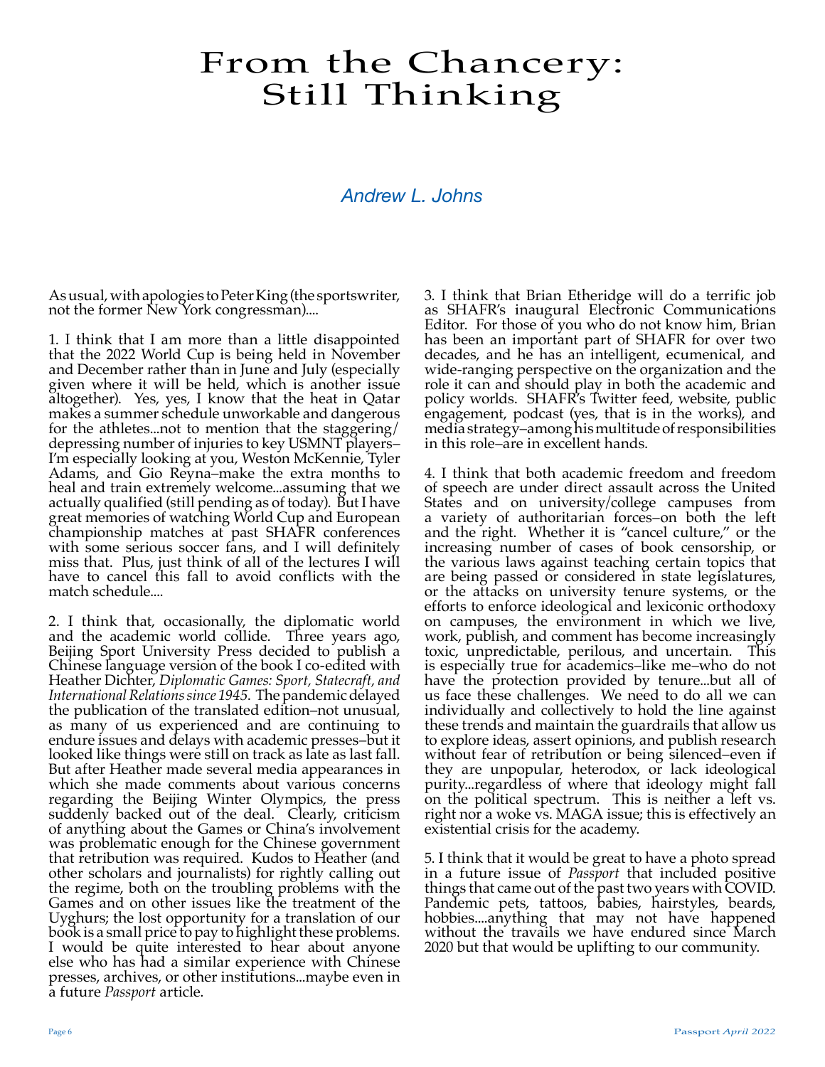# From the Chancery: Still Thinking

*Andrew L. Johns*

As usual, with apologies to Peter King (the sportswriter, not the former New York congressman)....

1. I think that I am more than a little disappointed that the 2022 World Cup is being held in November and December rather than in June and July (especially given where it will be held, which is another issue altogether). Yes, yes, I know that the heat in Qatar makes a summer schedule unworkable and dangerous for the athletes...not to mention that the staggering/depressing number of injuries to key USMNT players–I'm especially looking at you, Weston McKennie, Tyler Adams, and Gio Reyna–make the extra months to heal and train extremely welcome...assuming that we actually qualified (still pending as of today). But I have great memories of watching World Cup and European championship matches at past SHAFR conferences with some serious soccer fans, and I will definitely miss that. Plus, just think of all of the lectures I will have to cancel this fall to avoid conflicts with the match schedule....

2. I think that, occasionally, the diplomatic world and the academic world collide. Three years ago, Beijing Sport University Press decided to publish a Chinese language version of the book I co-edited with Heather Dichter, *Diplomatic Games: Sport, Statecraft, and International Relations since 1945*. The pandemic delayed the publication of the translated edition–not unusual, as many of us experienced and are continuing to endure issues and delays with academic presses–but it looked like things were still on track as late as last fall. But after Heather made several media appearances in which she made comments about various concerns regarding the Beijing Winter Olympics, the press suddenly backed out of the deal. Clearly, criticism of anything about the Games or China's involvement was problematic enough for the Chinese government that retribution was required. Kudos to Heather (and other scholars and journalists) for rightly calling out the regime, both on the troubling problems with the Games and on other issues like the treatment of the Uyghurs; the lost opportunity for a translation of our book is a small price to pay to highlight these problems. I would be quite interested to hear about anyone else who has had a similar experience with Chinese presses, archives, or other institutions...maybe even in a future *Passport* article.

3. I think that Brian Etheridge will do a terrific job as SHAFR's inaugural Electronic Communications Editor. For those of you who do not know him, Brian has been an important part of SHAFR for over two decades, and he has an intelligent, ecumenical, and wide-ranging perspective on the organization and the role it can and should play in both the academic and policy worlds. SHAFR's Twitter feed, website, public engagement, podcast (yes, that is in the works), and media strategy–among his multitude of responsibilities in this role–are in excellent hands.

4. I think that both academic freedom and freedom of speech are under direct assault across the United States and on university/college campuses from a variety of authoritarian forces–on both the left and the right. Whether it is "cancel culture," or the increasing number of cases of book censorship, or the various laws against teaching certain topics that are being passed or considered in state legislatures, or the attacks on university tenure systems, or the efforts to enforce ideological and lexiconic orthodoxy on campuses, the environment in which we live, work, publish, and comment has become increasingly toxic, unpredictable, perilous, and uncertain. This is especially true for academics–like me–who do not have the protection provided by tenure...but all of us face these challenges. We need to do all we can individually and collectively to hold the line against these trends and maintain the guardrails that allow us to explore ideas, assert opinions, and publish research without fear of retribution or being silenced–even if they are unpopular, heterodox, or lack ideological purity...regardless of where that ideology might fall on the political spectrum. This is neither a left vs. right nor a woke vs. MAGA issue; this is effectively an existential crisis for the academy.

5. I think that it would be great to have a photo spread in a future issue of *Passport* that included positive things that came out of the past two years with COVID. Pandemic pets, tattoos, babies, hairstyles, beards, hobbies....anything that may not have happened without the travails we have endured since March 2020 but that would be uplifting to our community.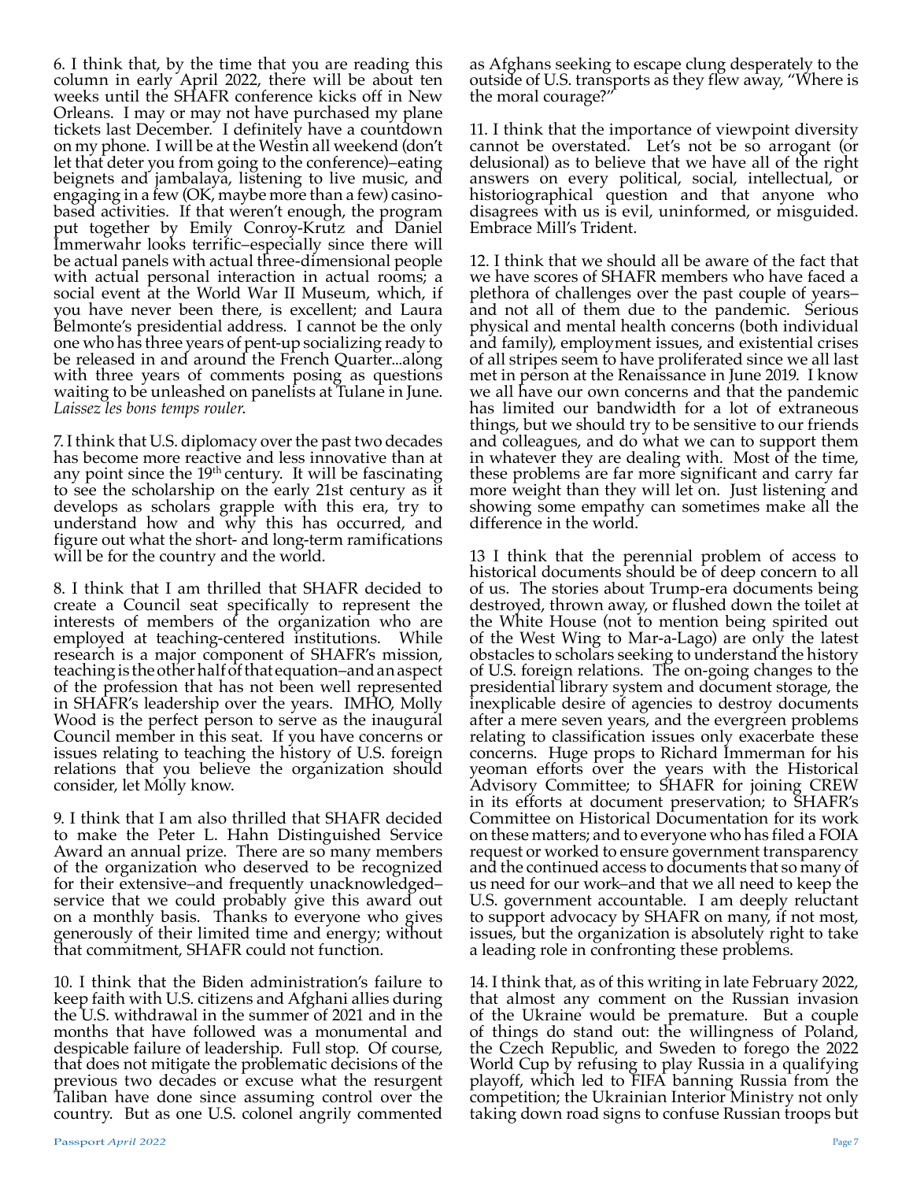6. I think that, by the time that you are reading this column in early April 2022, there will be about ten weeks until the SHAFR conference kicks off in New Orleans. I may or may not have purchased my plane tickets last December. I definitely have a countdown on my phone. I will be at the Westin all weekend (don't let that deter you from going to the conference)–eating beignets and jambalaya, listening to live music, and engaging in a few (OK, maybe more than a few) casino-based activities. If that weren't enough, the program put together by Emily Conroy-Krutz and Daniel Immerwahr looks terrific–especially since there will be actual panels with actual three-dimensional people with actual personal interaction in actual rooms; a social event at the World War II Museum, which, if you have never been there, is excellent; and Laura Belmonte's presidential address. I cannot be the only one who has three years of pent-up socializing ready to be released in and around the French Quarter...along with three years of comments posing as questions waiting to be unleashed on panelists at Tulane in June. *Laissez les bons temps rouler*.

7. I think that U.S. diplomacy over the past two decades has become more reactive and less innovative than at any point since the 19th century. It will be fascinating to see the scholarship on the early 21st century as it develops as scholars grapple with this era, try to understand how and why this has occurred, and figure out what the short- and long-term ramifications will be for the country and the world.

8. I think that I am thrilled that SHAFR decided to create a Council seat specifically to represent the interests of members of the organization who are employed at teaching-centered institutions. While research is a major component of SHAFR's mission, teaching is the other half of that equation–and an aspect of the profession that has not been well represented in SHAFR's leadership over the years. IMHO, Molly Wood is the perfect person to serve as the inaugural Council member in this seat. If you have concerns or issues relating to teaching the history of U.S. foreign relations that you believe the organization should consider, let Molly know.

9. I think that I am also thrilled that SHAFR decided to make the Peter L. Hahn Distinguished Service Award an annual prize. There are so many members of the organization who deserved to be recognized for their extensive–and frequently unacknowledged–service that we could probably give this award out on a monthly basis. Thanks to everyone who gives generously of their limited time and energy; without that commitment, SHAFR could not function.

10. I think that the Biden administration's failure to keep faith with U.S. citizens and Afghani allies during the U.S. withdrawal in the summer of 2021 and in the months that have followed was a monumental and despicable failure of leadership. Full stop. Of course, that does not mitigate the problematic decisions of the previous two decades or excuse what the resurgent Taliban have done since assuming control over the country. But as one U.S. colonel angrily commented as Afghans seeking to escape clung desperately to the outside of U.S. transports as they flew away, "Where is the moral courage?"

11. I think that the importance of viewpoint diversity cannot be overstated. Let's not be so arrogant (or delusional) as to believe that we have all of the right answers on every political, social, intellectual, or historiographical question and that anyone who disagrees with us is evil, uninformed, or misguided. Embrace Mill's Trident.

12. I think that we should all be aware of the fact that we have scores of SHAFR members who have faced a plethora of challenges over the past couple of years–and not all of them due to the pandemic. Serious physical and mental health concerns (both individual and family), employment issues, and existential crises of all stripes seem to have proliferated since we all last met in person at the Renaissance in June 2019. I know we all have our own concerns and that the pandemic has limited our bandwidth for a lot of extraneous things, but we should try to be sensitive to our friends and colleagues, and do what we can to support them in whatever they are dealing with. Most of the time, these problems are far more significant and carry far more weight than they will let on. Just listening and showing some empathy can sometimes make all the difference in the world.

13 I think that the perennial problem of access to historical documents should be of deep concern to all of us. The stories about Trump-era documents being destroyed, thrown away, or flushed down the toilet at the White House (not to mention being spirited out of the West Wing to Mar-a-Lago) are only the latest obstacles to scholars seeking to understand the history of U.S. foreign relations. The on-going changes to the presidential library system and document storage, the inexplicable desire of agencies to destroy documents after a mere seven years, and the evergreen problems relating to classification issues only exacerbate these concerns. Huge props to Richard Immerman for his yeoman efforts over the years with the Historical Advisory Committee; to SHAFR for joining CREW in its efforts at document preservation; to SHAFR's Committee on Historical Documentation for its work on these matters; and to everyone who has filed a FOIA request or worked to ensure government transparency and the continued access to documents that so many of us need for our work–and that we all need to keep the U.S. government accountable. I am deeply reluctant to support advocacy by SHAFR on many, if not most, issues, but the organization is absolutely right to take a leading role in confronting these problems.

14. I think that, as of this writing in late February 2022, that almost any comment on the Russian invasion of the Ukraine would be premature. But a couple of things do stand out: the willingness of Poland, the Czech Republic, and Sweden to forego the 2022 World Cup by refusing to play Russia in a qualifying playoff, which led to FIFA banning Russia from the competition; the Ukrainian Interior Ministry not only taking down road signs to confuse Russian troops but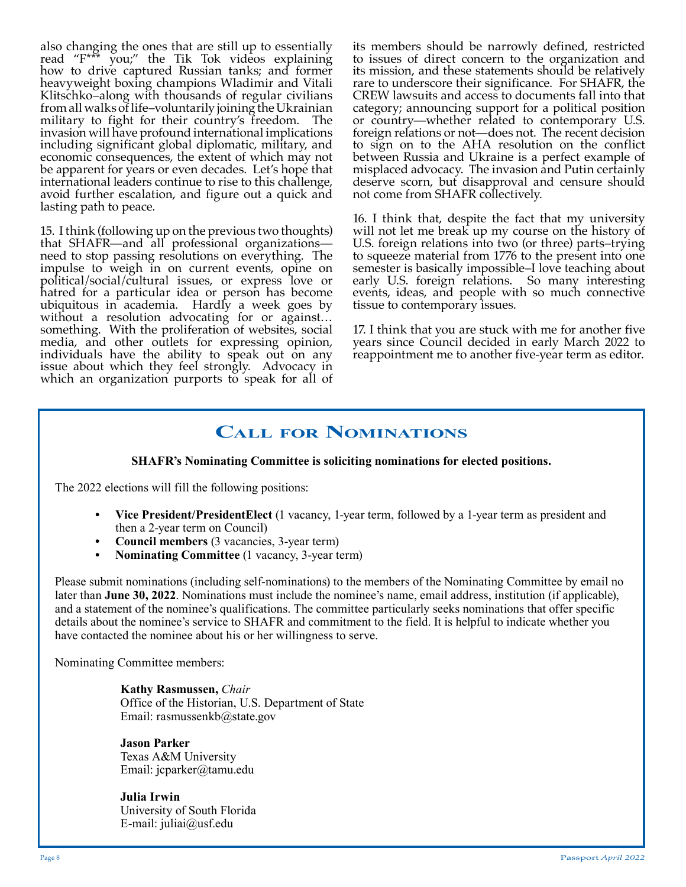also changing the ones that are still up to essentially read "F*** you;" the Tik Tok videos explaining how to drive captured Russian tanks; and former heavyweight boxing champions Wladimir and Vitali Klitschko–along with thousands of regular civilians from all walks of life–voluntarily joining the Ukrainian military to fight for their country's freedom. The invasion will have profound international implications including significant global diplomatic, military, and economic consequences, the extent of which may not be apparent for years or even decades. Let's hope that international leaders continue to rise to this challenge, avoid further escalation, and figure out a quick and lasting path to peace.

15. I think (following up on the previous two thoughts) that SHAFR—and all professional organizations—need to stop passing resolutions on everything. The impulse to weigh in on current events, opine on political/social/cultural issues, or express love or hatred for a particular idea or person has become ubiquitous in academia. Hardly a week goes by without a resolution advocating for or against… something. With the proliferation of websites, social media, and other outlets for expressing opinion, individuals have the ability to speak out on any issue about which they feel strongly. Advocacy in which an organization purports to speak for all of its members should be narrowly defined, restricted to issues of direct concern to the organization and its mission, and these statements should be relatively rare to underscore their significance. For SHAFR, the CREW lawsuits and access to documents fall into that category; announcing support for a political position or country—whether related to contemporary U.S. foreign relations or not—does not. The recent decision to sign on to the AHA resolution on the conflict between Russia and Ukraine is a perfect example of misplaced advocacy. The invasion and Putin certainly deserve scorn, but disapproval and censure should not come from SHAFR collectively.

16. I think that, despite the fact that my university will not let me break up my course on the history of U.S. foreign relations into two (or three) parts–trying to squeeze material from 1776 to the present into one semester is basically impossible–I love teaching about early U.S. foreign relations. So many interesting events, ideas, and people with so much connective tissue to contemporary issues.

17. I think that you are stuck with me for another five years since Council decided in early March 2022 to reappointment me to another five-year term as editor.

## Call for Nominations

**SHAFR's Nominating Committee is soliciting nominations for elected positions.**

The 2022 elections will fill the following positions:

- **Vice President/PresidentElect** (1 vacancy, 1-year term, followed by a 1-year term as president and then a 2-year term on Council)
- **Council members** (3 vacancies, 3-year term)
- **Nominating Committee** (1 vacancy, 3-year term)

Please submit nominations (including self-nominations) to the members of the Nominating Committee by email no later than **June 30, 2022**. Nominations must include the nominee's name, email address, institution (if applicable), and a statement of the nominee's qualifications. The committee particularly seeks nominations that offer specific details about the nominee's service to SHAFR and commitment to the field. It is helpful to indicate whether you have contacted the nominee about his or her willingness to serve.

Nominating Committee members:

**Kathy Rasmussen,** *Chair*
Office of the Historian, U.S. Department of State
Email: rasmussenkb@state.gov

**Jason Parker**
Texas A&M University
Email: jcparker@tamu.edu

**Julia Irwin**
University of South Florida
E-mail: juliai@usf.edu